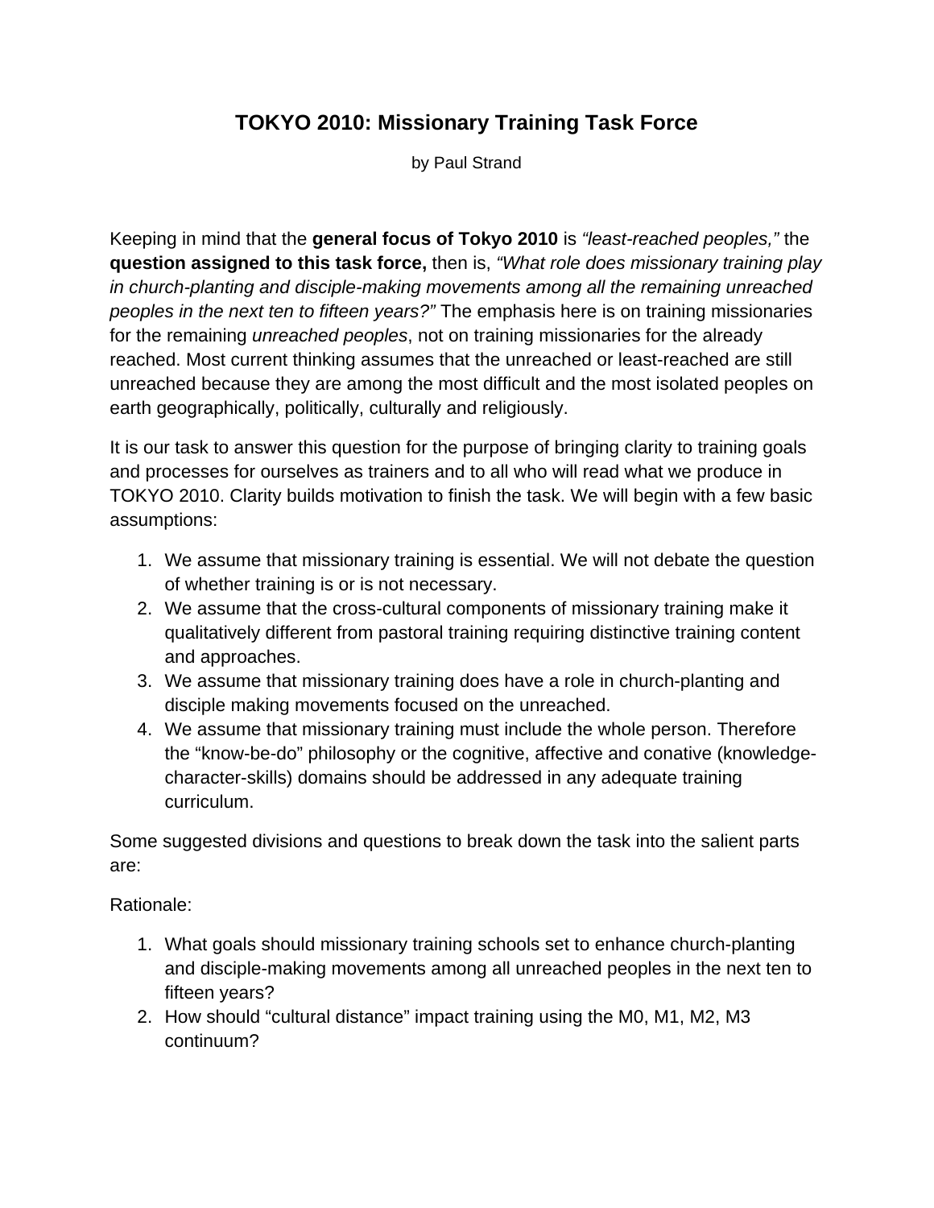# TOKYO 2010: Missionary Training Task Force

by Paul Strand

Keeping in mind that the **general focus of Tokyo 2010** is *"least-reached peoples,"* the **question assigned to this task force,** then is, *"What role does missionary training play in church-planting and disciple-making movements among all the remaining unreached peoples in the next ten to fifteen years?"* The emphasis here is on training missionaries for the remaining *unreached peoples*, not on training missionaries for the already reached. Most current thinking assumes that the unreached or least-reached are still unreached because they are among the most difficult and the most isolated peoples on earth geographically, politically, culturally and religiously.

It is our task to answer this question for the purpose of bringing clarity to training goals and processes for ourselves as trainers and to all who will read what we produce in TOKYO 2010. Clarity builds motivation to finish the task. We will begin with a few basic assumptions:

1. We assume that missionary training is essential. We will not debate the question of whether training is or is not necessary.
2. We assume that the cross-cultural components of missionary training make it qualitatively different from pastoral training requiring distinctive training content and approaches.
3. We assume that missionary training does have a role in church-planting and disciple making movements focused on the unreached.
4. We assume that missionary training must include the whole person. Therefore the "know-be-do" philosophy or the cognitive, affective and conative (knowledge-character-skills) domains should be addressed in any adequate training curriculum.

Some suggested divisions and questions to break down the task into the salient parts are:

Rationale:

1. What goals should missionary training schools set to enhance church-planting and disciple-making movements among all unreached peoples in the next ten to fifteen years?
2. How should "cultural distance" impact training using the M0, M1, M2, M3 continuum?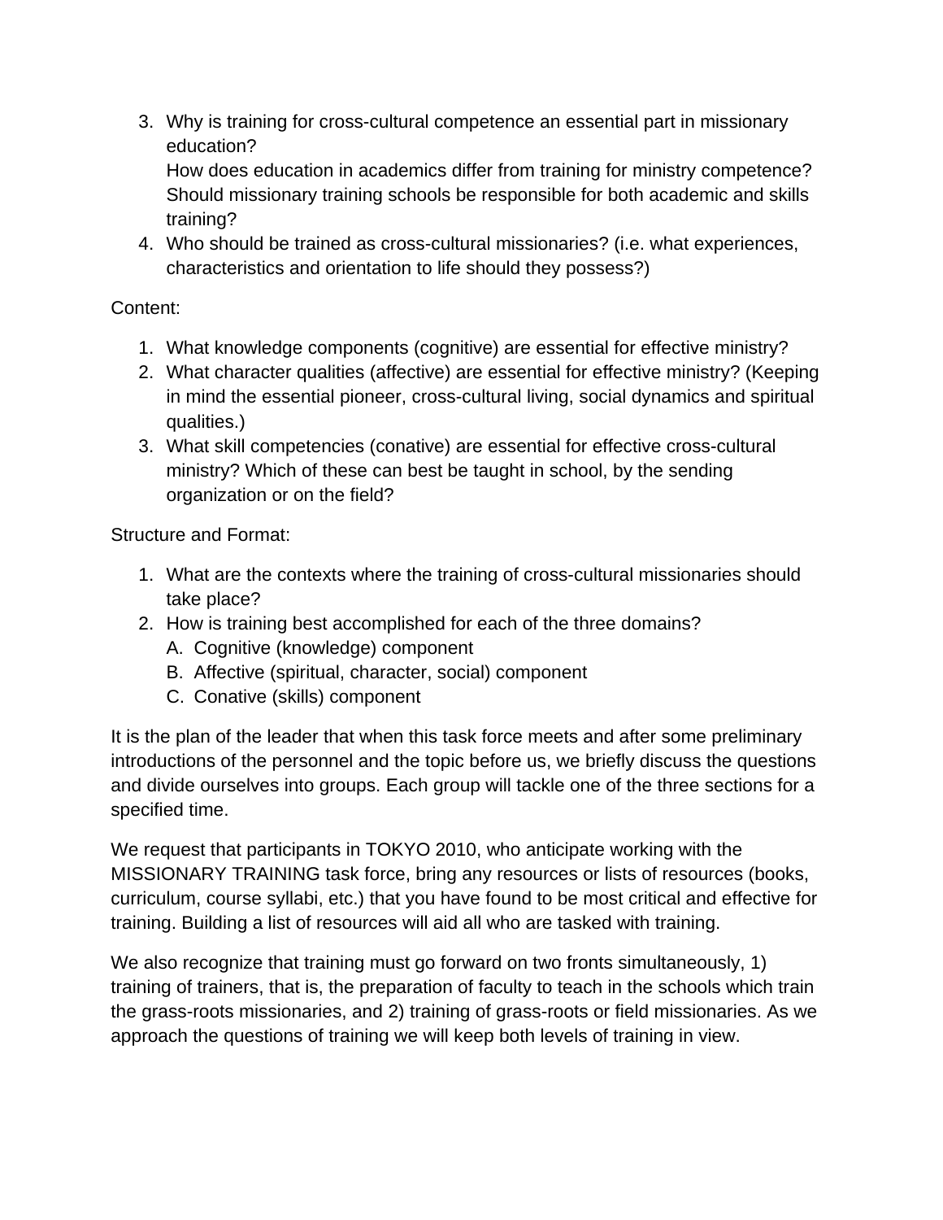3. Why is training for cross-cultural competence an essential part in missionary education?
   How does education in academics differ from training for ministry competence? Should missionary training schools be responsible for both academic and skills training?
4. Who should be trained as cross-cultural missionaries? (i.e. what experiences, characteristics and orientation to life should they possess?)

Content:

1. What knowledge components (cognitive) are essential for effective ministry?
2. What character qualities (affective) are essential for effective ministry? (Keeping in mind the essential pioneer, cross-cultural living, social dynamics and spiritual qualities.)
3. What skill competencies (conative) are essential for effective cross-cultural ministry? Which of these can best be taught in school, by the sending organization or on the field?

Structure and Format:

1. What are the contexts where the training of cross-cultural missionaries should take place?
2. How is training best accomplished for each of the three domains?
   A. Cognitive (knowledge) component
   B. Affective (spiritual, character, social) component
   C. Conative (skills) component

It is the plan of the leader that when this task force meets and after some preliminary introductions of the personnel and the topic before us, we briefly discuss the questions and divide ourselves into groups. Each group will tackle one of the three sections for a specified time.

We request that participants in TOKYO 2010, who anticipate working with the MISSIONARY TRAINING task force, bring any resources or lists of resources (books, curriculum, course syllabi, etc.) that you have found to be most critical and effective for training. Building a list of resources will aid all who are tasked with training.

We also recognize that training must go forward on two fronts simultaneously, 1) training of trainers, that is, the preparation of faculty to teach in the schools which train the grass-roots missionaries, and 2) training of grass-roots or field missionaries. As we approach the questions of training we will keep both levels of training in view.